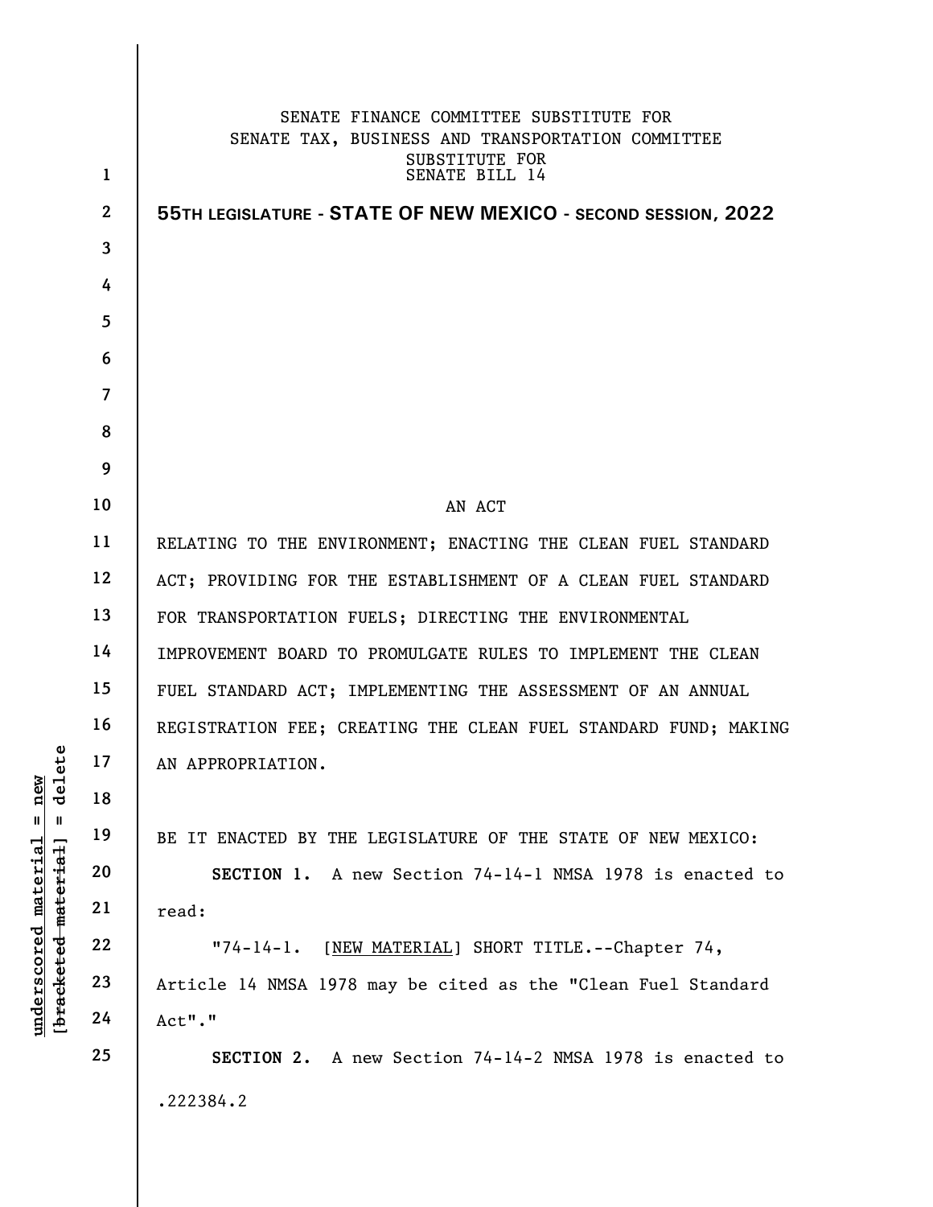SENATE FINANCE COMMITTEE SUBSTITUTE FOR
SENATE TAX, BUSINESS AND TRANSPORTATION COMMITTEE
SUBSTITUTE FOR
SENATE BILL 14

**55TH LEGISLATURE - STATE OF NEW MEXICO - SECOND SESSION, 2022**

AN ACT

RELATING TO THE ENVIRONMENT; ENACTING THE CLEAN FUEL STANDARD ACT; PROVIDING FOR THE ESTABLISHMENT OF A CLEAN FUEL STANDARD FOR TRANSPORTATION FUELS; DIRECTING THE ENVIRONMENTAL IMPROVEMENT BOARD TO PROMULGATE RULES TO IMPLEMENT THE CLEAN FUEL STANDARD ACT; IMPLEMENTING THE ASSESSMENT OF AN ANNUAL REGISTRATION FEE; CREATING THE CLEAN FUEL STANDARD FUND; MAKING AN APPROPRIATION.

BE IT ENACTED BY THE LEGISLATURE OF THE STATE OF NEW MEXICO:

**SECTION 1.** A new Section 74-14-1 NMSA 1978 is enacted to read:

"74-14-1. [NEW MATERIAL] SHORT TITLE.--Chapter 74, Article 14 NMSA 1978 may be cited as the "Clean Fuel Standard Act"."

**SECTION 2.** A new Section 74-14-2 NMSA 1978 is enacted to

.222384.2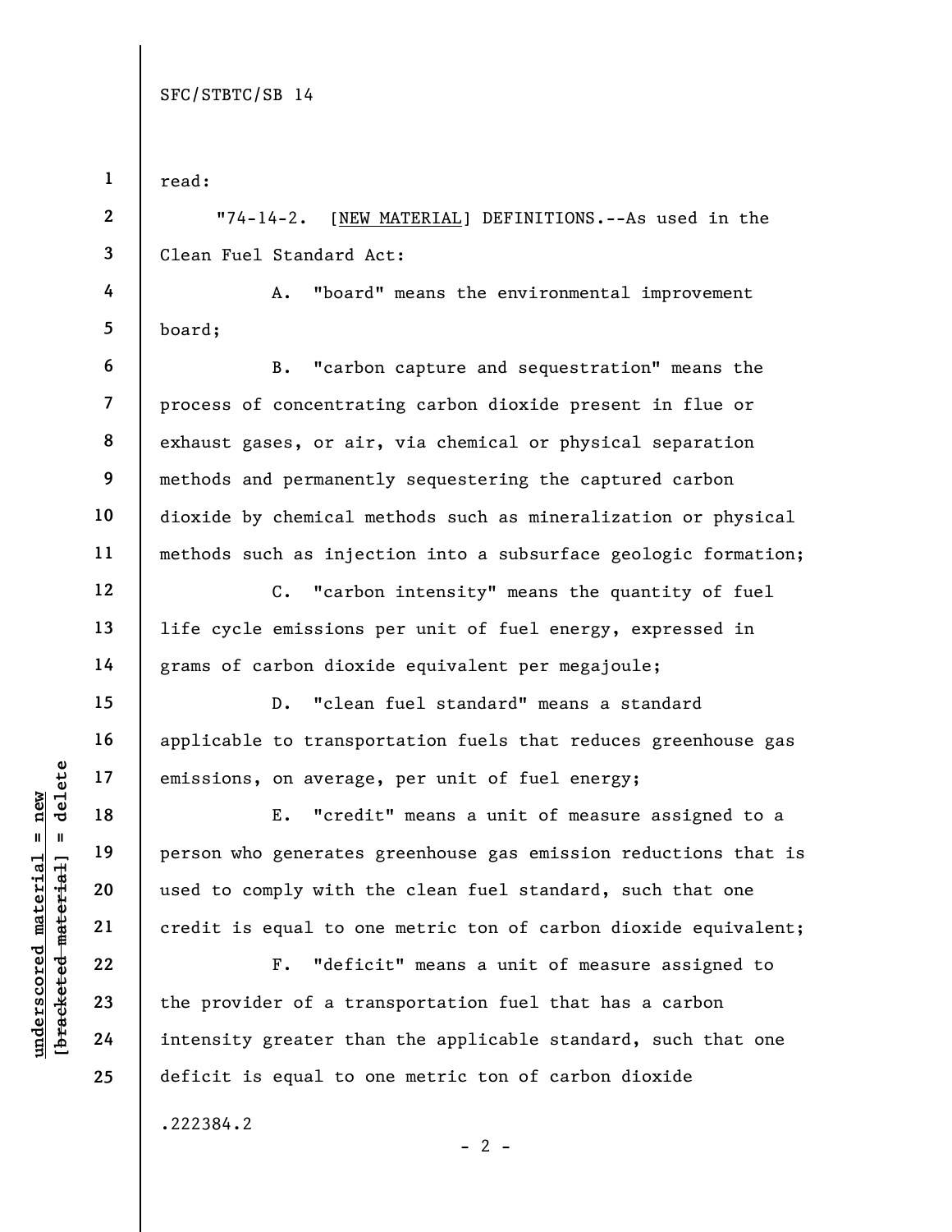read:

"74-14-2. [NEW MATERIAL] DEFINITIONS.--As used in the Clean Fuel Standard Act:

A. "board" means the environmental improvement board;

B. "carbon capture and sequestration" means the process of concentrating carbon dioxide present in flue or exhaust gases, or air, via chemical or physical separation methods and permanently sequestering the captured carbon dioxide by chemical methods such as mineralization or physical methods such as injection into a subsurface geologic formation;

C. "carbon intensity" means the quantity of fuel life cycle emissions per unit of fuel energy, expressed in grams of carbon dioxide equivalent per megajoule;

D. "clean fuel standard" means a standard applicable to transportation fuels that reduces greenhouse gas emissions, on average, per unit of fuel energy;

E. "credit" means a unit of measure assigned to a person who generates greenhouse gas emission reductions that is used to comply with the clean fuel standard, such that one credit is equal to one metric ton of carbon dioxide equivalent;

F. "deficit" means a unit of measure assigned to the provider of a transportation fuel that has a carbon intensity greater than the applicable standard, such that one deficit is equal to one metric ton of carbon dioxide

.222384.2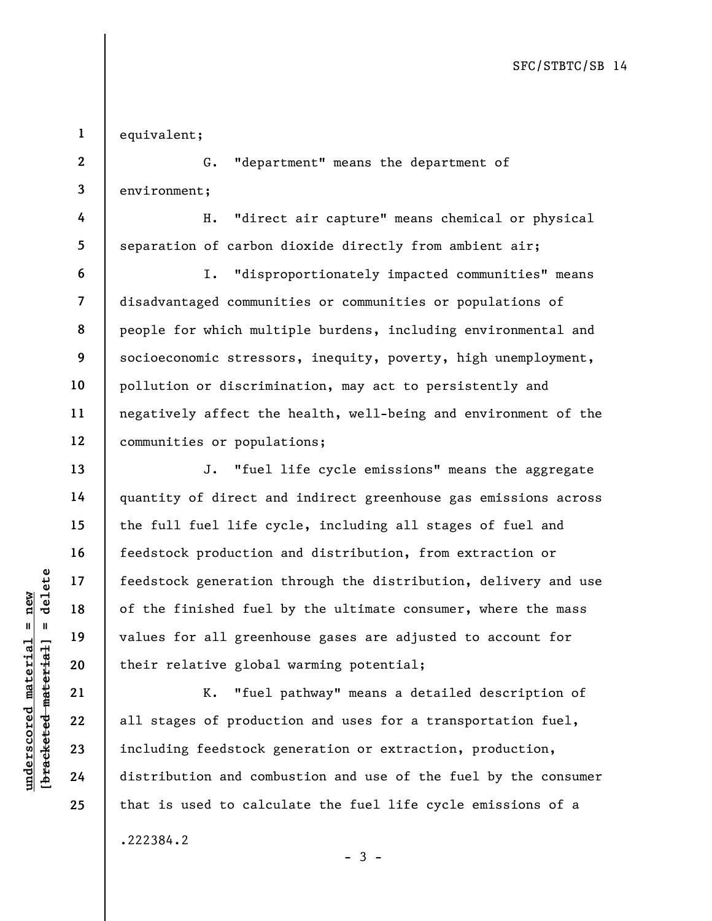equivalent;

G. "department" means the department of environment;

H. "direct air capture" means chemical or physical separation of carbon dioxide directly from ambient air;

I. "disproportionately impacted communities" means disadvantaged communities or communities or populations of people for which multiple burdens, including environmental and socioeconomic stressors, inequity, poverty, high unemployment, pollution or discrimination, may act to persistently and negatively affect the health, well-being and environment of the communities or populations;

J. "fuel life cycle emissions" means the aggregate quantity of direct and indirect greenhouse gas emissions across the full fuel life cycle, including all stages of fuel and feedstock production and distribution, from extraction or feedstock generation through the distribution, delivery and use of the finished fuel by the ultimate consumer, where the mass values for all greenhouse gases are adjusted to account for their relative global warming potential;

K. "fuel pathway" means a detailed description of all stages of production and uses for a transportation fuel, including feedstock generation or extraction, production, distribution and combustion and use of the fuel by the consumer that is used to calculate the fuel life cycle emissions of a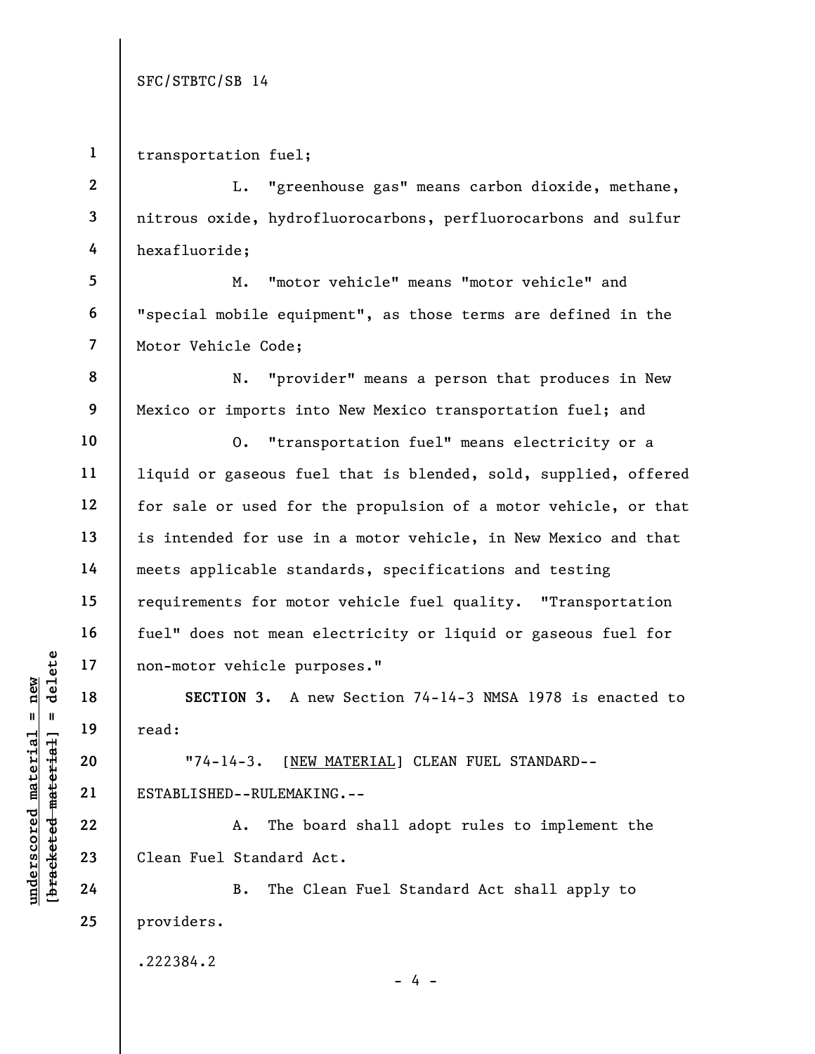transportation fuel;

L. "greenhouse gas" means carbon dioxide, methane, nitrous oxide, hydrofluorocarbons, perfluorocarbons and sulfur hexafluoride;

M. "motor vehicle" means "motor vehicle" and "special mobile equipment", as those terms are defined in the Motor Vehicle Code;

N. "provider" means a person that produces in New Mexico or imports into New Mexico transportation fuel; and

O. "transportation fuel" means electricity or a liquid or gaseous fuel that is blended, sold, supplied, offered for sale or used for the propulsion of a motor vehicle, or that is intended for use in a motor vehicle, in New Mexico and that meets applicable standards, specifications and testing requirements for motor vehicle fuel quality. "Transportation fuel" does not mean electricity or liquid or gaseous fuel for non-motor vehicle purposes."

**SECTION 3.** A new Section 74-14-3 NMSA 1978 is enacted to read:

"74-14-3. [NEW MATERIAL] CLEAN FUEL STANDARD--ESTABLISHED--RULEMAKING.--

A. The board shall adopt rules to implement the Clean Fuel Standard Act.

B. The Clean Fuel Standard Act shall apply to providers.

.222384.2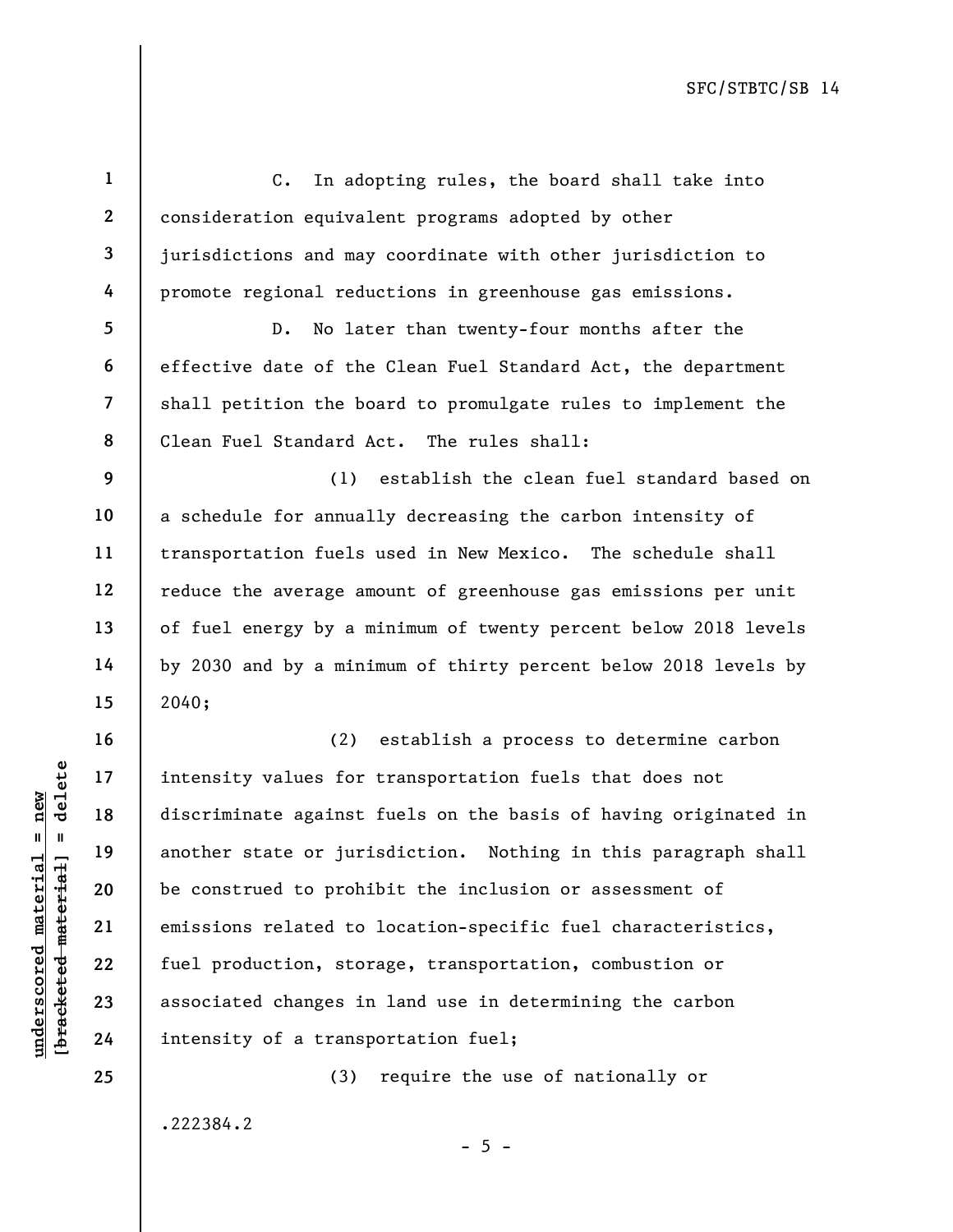C. In adopting rules, the board shall take into consideration equivalent programs adopted by other jurisdictions and may coordinate with other jurisdiction to promote regional reductions in greenhouse gas emissions.

D. No later than twenty-four months after the effective date of the Clean Fuel Standard Act, the department shall petition the board to promulgate rules to implement the Clean Fuel Standard Act. The rules shall:

(1) establish the clean fuel standard based on a schedule for annually decreasing the carbon intensity of transportation fuels used in New Mexico. The schedule shall reduce the average amount of greenhouse gas emissions per unit of fuel energy by a minimum of twenty percent below 2018 levels by 2030 and by a minimum of thirty percent below 2018 levels by 2040;

(2) establish a process to determine carbon intensity values for transportation fuels that does not discriminate against fuels on the basis of having originated in another state or jurisdiction. Nothing in this paragraph shall be construed to prohibit the inclusion or assessment of emissions related to location-specific fuel characteristics, fuel production, storage, transportation, combustion or associated changes in land use in determining the carbon intensity of a transportation fuel;

(3) require the use of nationally or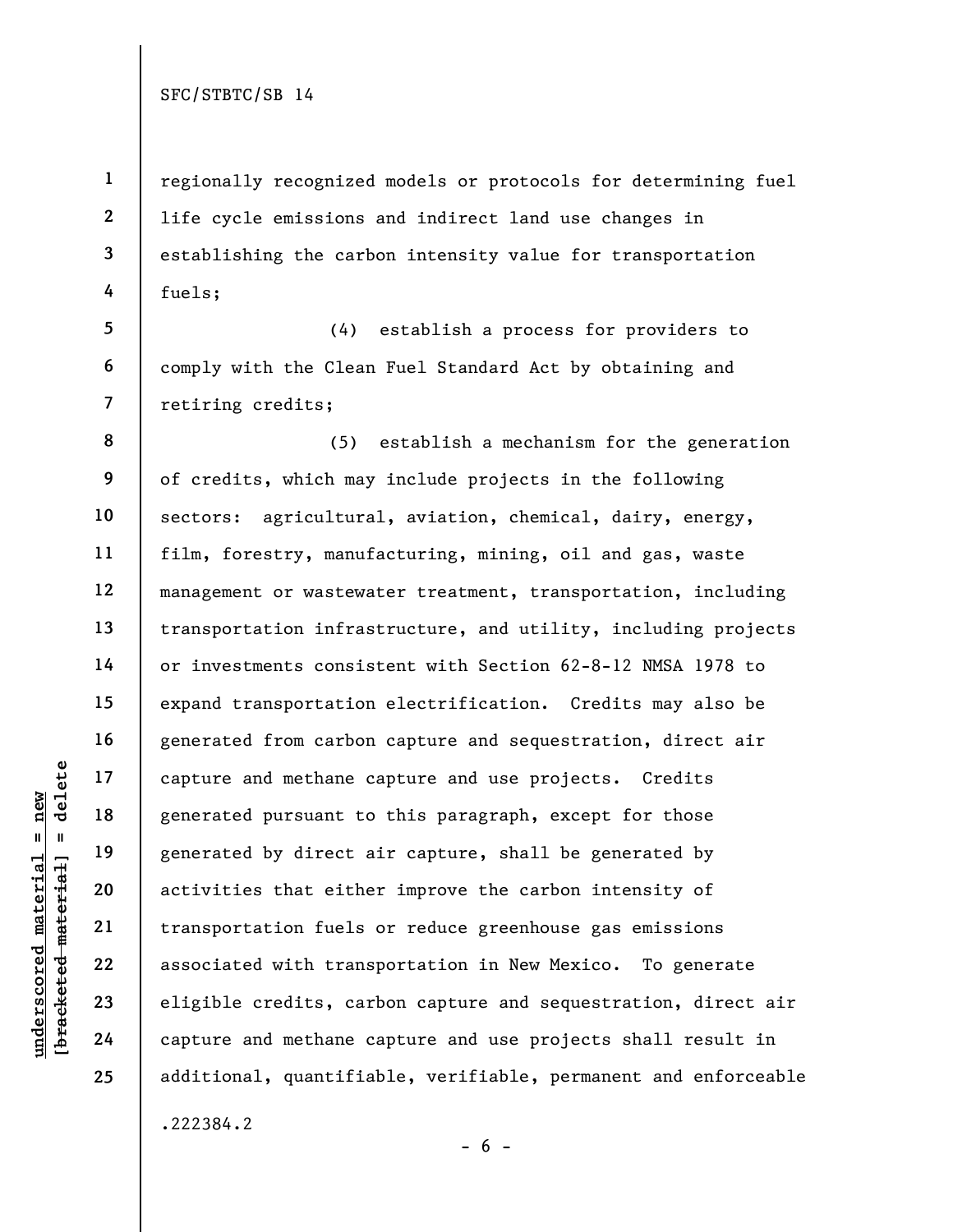regionally recognized models or protocols for determining fuel life cycle emissions and indirect land use changes in establishing the carbon intensity value for transportation fuels;

(4) establish a process for providers to comply with the Clean Fuel Standard Act by obtaining and retiring credits;

(5) establish a mechanism for the generation of credits, which may include projects in the following sectors: agricultural, aviation, chemical, dairy, energy, film, forestry, manufacturing, mining, oil and gas, waste management or wastewater treatment, transportation, including transportation infrastructure, and utility, including projects or investments consistent with Section 62-8-12 NMSA 1978 to expand transportation electrification. Credits may also be generated from carbon capture and sequestration, direct air capture and methane capture and use projects. Credits generated pursuant to this paragraph, except for those generated by direct air capture, shall be generated by activities that either improve the carbon intensity of transportation fuels or reduce greenhouse gas emissions associated with transportation in New Mexico. To generate eligible credits, carbon capture and sequestration, direct air capture and methane capture and use projects shall result in additional, quantifiable, verifiable, permanent and enforceable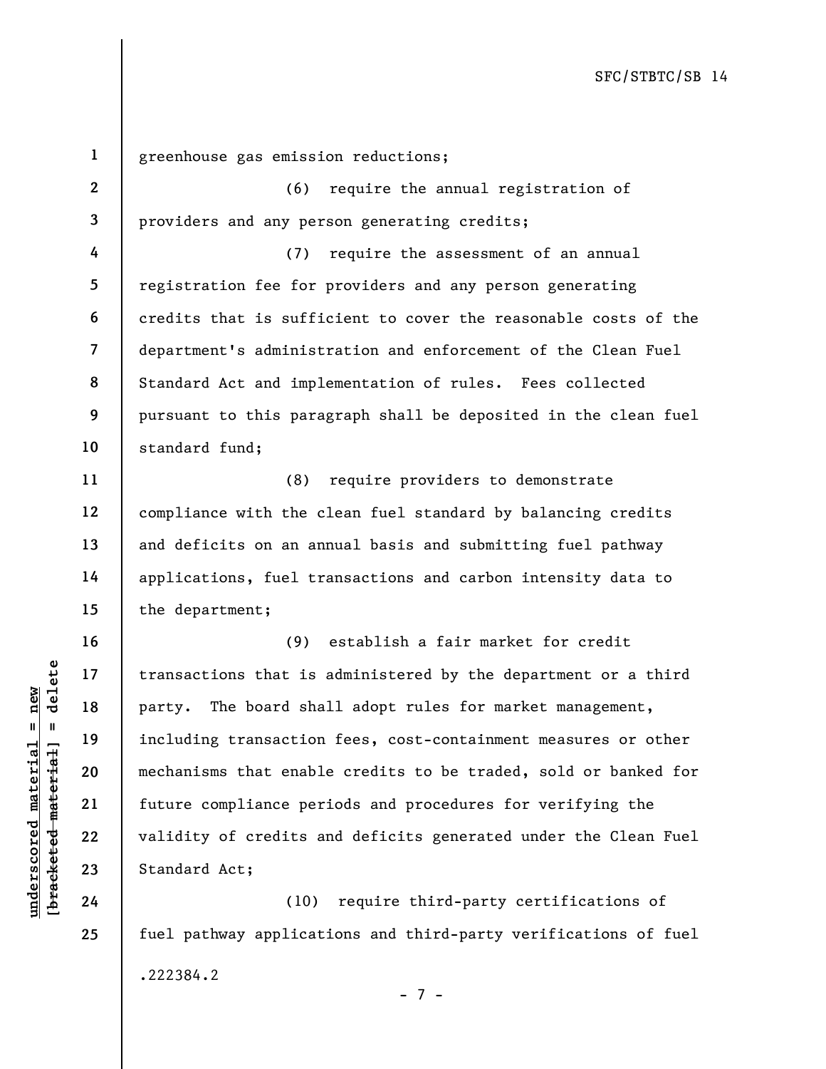greenhouse gas emission reductions;

(6) require the annual registration of providers and any person generating credits;

(7) require the assessment of an annual registration fee for providers and any person generating credits that is sufficient to cover the reasonable costs of the department's administration and enforcement of the Clean Fuel Standard Act and implementation of rules. Fees collected pursuant to this paragraph shall be deposited in the clean fuel standard fund;

(8) require providers to demonstrate compliance with the clean fuel standard by balancing credits and deficits on an annual basis and submitting fuel pathway applications, fuel transactions and carbon intensity data to the department;

(9) establish a fair market for credit transactions that is administered by the department or a third party. The board shall adopt rules for market management, including transaction fees, cost-containment measures or other mechanisms that enable credits to be traded, sold or banked for future compliance periods and procedures for verifying the validity of credits and deficits generated under the Clean Fuel Standard Act;

(10) require third-party certifications of fuel pathway applications and third-party verifications of fuel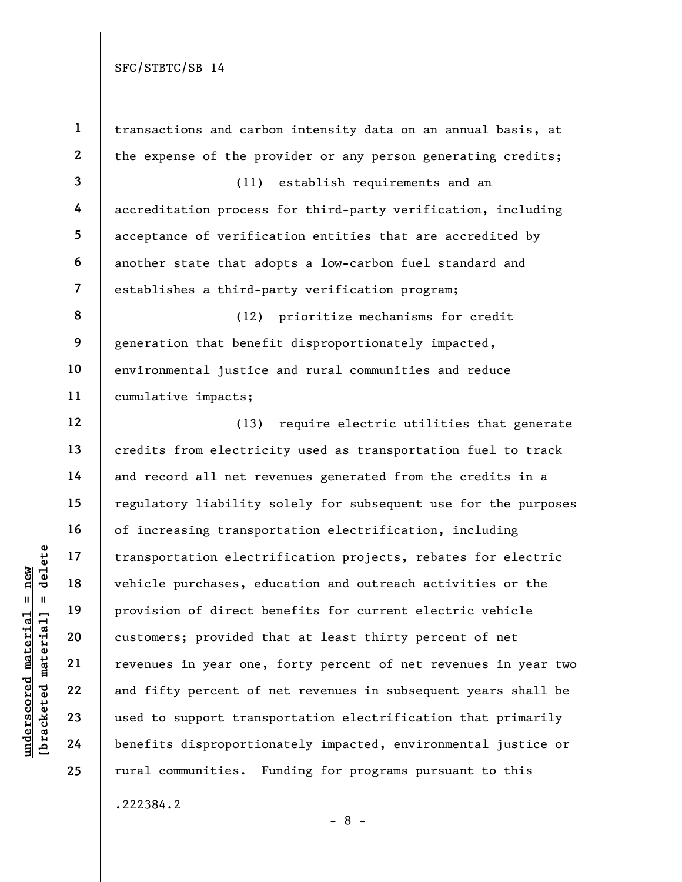transactions and carbon intensity data on an annual basis, at the expense of the provider or any person generating credits;

(11) establish requirements and an accreditation process for third-party verification, including acceptance of verification entities that are accredited by another state that adopts a low-carbon fuel standard and establishes a third-party verification program;

(12) prioritize mechanisms for credit generation that benefit disproportionately impacted, environmental justice and rural communities and reduce cumulative impacts;

(13) require electric utilities that generate credits from electricity used as transportation fuel to track and record all net revenues generated from the credits in a regulatory liability solely for subsequent use for the purposes of increasing transportation electrification, including transportation electrification projects, rebates for electric vehicle purchases, education and outreach activities or the provision of direct benefits for current electric vehicle customers; provided that at least thirty percent of net revenues in year one, forty percent of net revenues in year two and fifty percent of net revenues in subsequent years shall be used to support transportation electrification that primarily benefits disproportionately impacted, environmental justice or rural communities. Funding for programs pursuant to this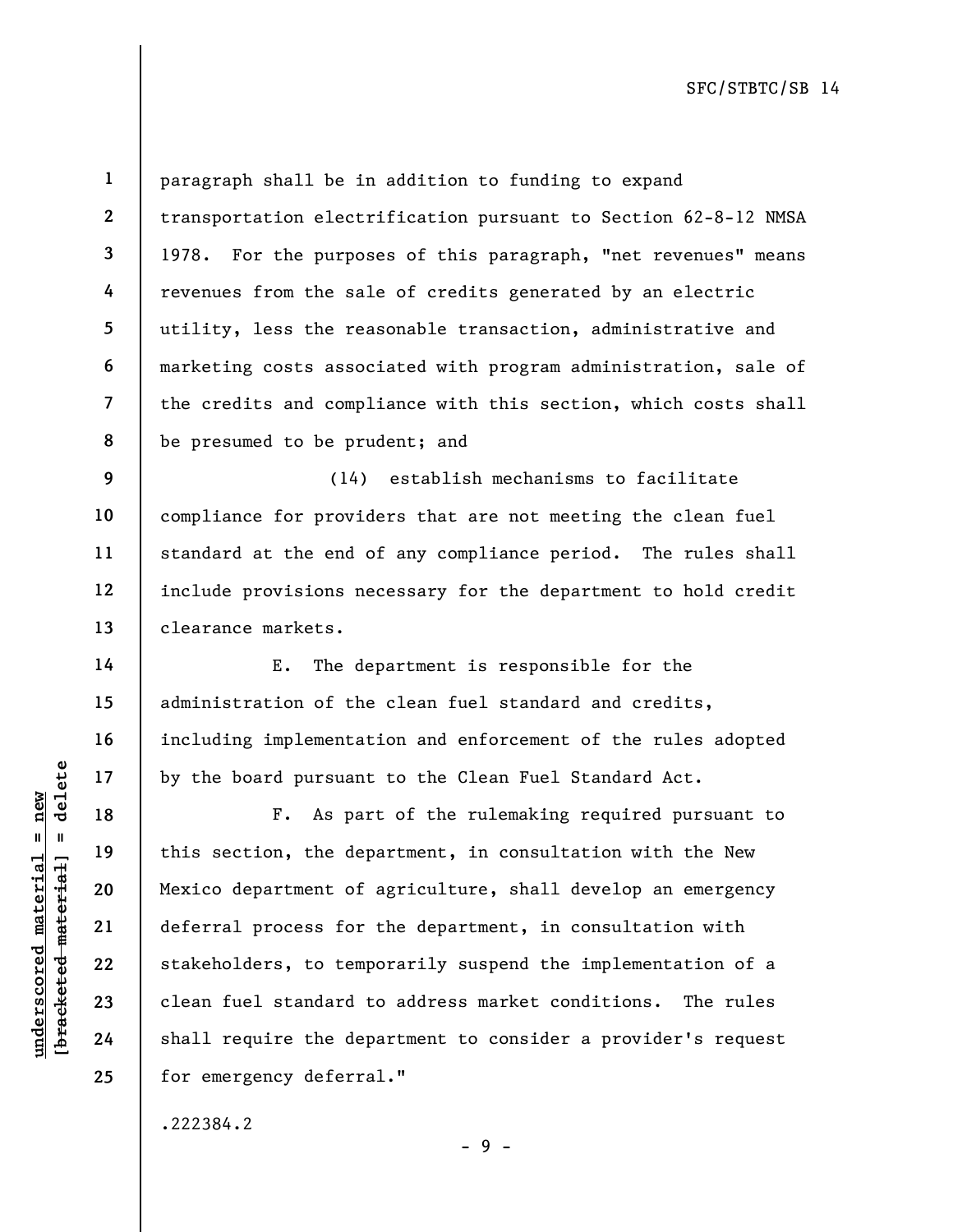paragraph shall be in addition to funding to expand transportation electrification pursuant to Section 62-8-12 NMSA 1978. For the purposes of this paragraph, "net revenues" means revenues from the sale of credits generated by an electric utility, less the reasonable transaction, administrative and marketing costs associated with program administration, sale of the credits and compliance with this section, which costs shall be presumed to be prudent; and

(14) establish mechanisms to facilitate compliance for providers that are not meeting the clean fuel standard at the end of any compliance period. The rules shall include provisions necessary for the department to hold credit clearance markets.

E. The department is responsible for the administration of the clean fuel standard and credits, including implementation and enforcement of the rules adopted by the board pursuant to the Clean Fuel Standard Act.

F. As part of the rulemaking required pursuant to this section, the department, in consultation with the New Mexico department of agriculture, shall develop an emergency deferral process for the department, in consultation with stakeholders, to temporarily suspend the implementation of a clean fuel standard to address market conditions. The rules shall require the department to consider a provider's request for emergency deferral."

.222384.2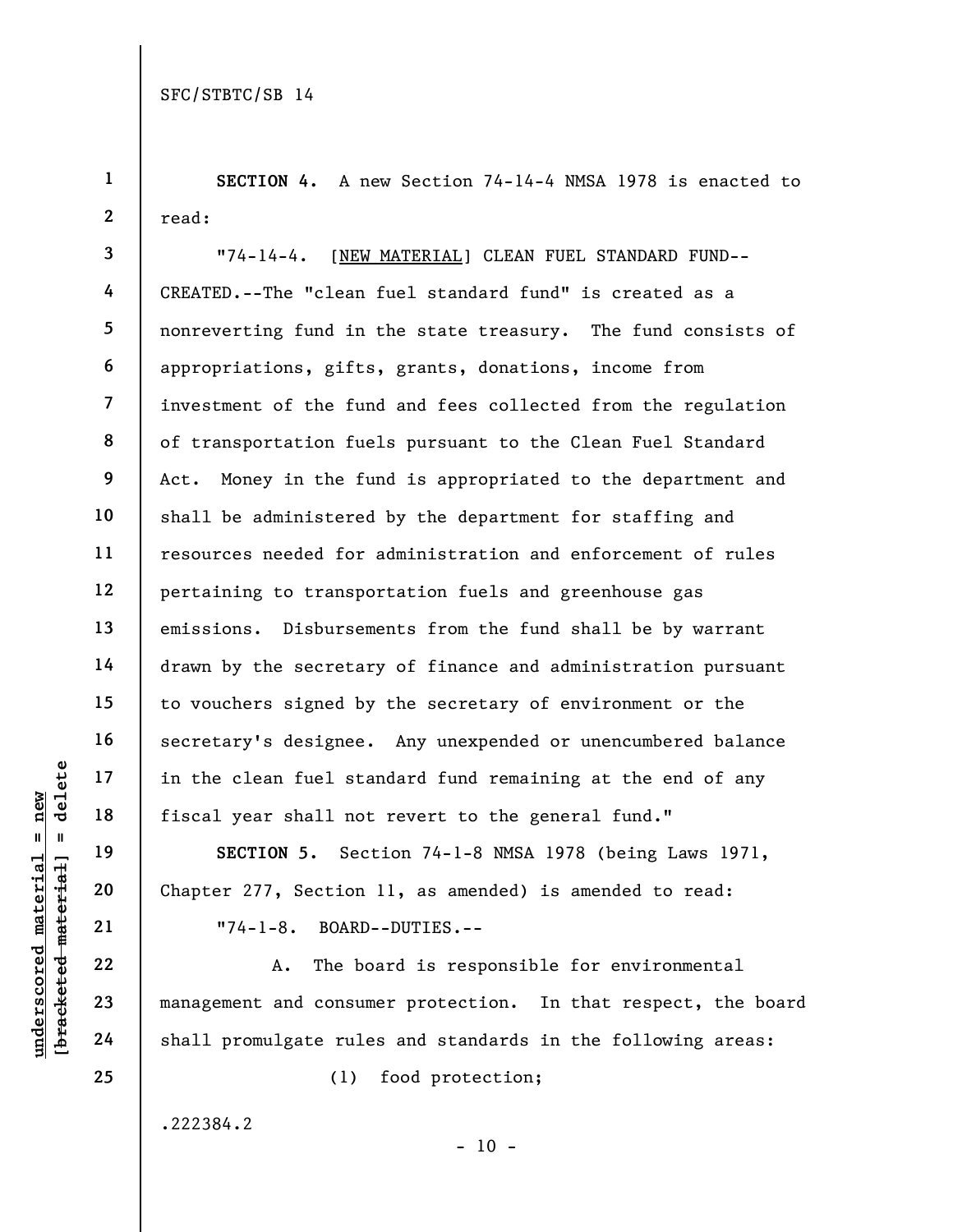**SECTION 4.** A new Section 74-14-4 NMSA 1978 is enacted to read:

"74-14-4. [NEW MATERIAL] CLEAN FUEL STANDARD FUND--CREATED.--The "clean fuel standard fund" is created as a nonreverting fund in the state treasury. The fund consists of appropriations, gifts, grants, donations, income from investment of the fund and fees collected from the regulation of transportation fuels pursuant to the Clean Fuel Standard Act. Money in the fund is appropriated to the department and shall be administered by the department for staffing and resources needed for administration and enforcement of rules pertaining to transportation fuels and greenhouse gas emissions. Disbursements from the fund shall be by warrant drawn by the secretary of finance and administration pursuant to vouchers signed by the secretary of environment or the secretary's designee. Any unexpended or unencumbered balance in the clean fuel standard fund remaining at the end of any fiscal year shall not revert to the general fund."

**SECTION 5.** Section 74-1-8 NMSA 1978 (being Laws 1971, Chapter 277, Section 11, as amended) is amended to read:

"74-1-8. BOARD--DUTIES.--

A. The board is responsible for environmental management and consumer protection. In that respect, the board shall promulgate rules and standards in the following areas:

(1) food protection;

.222384.2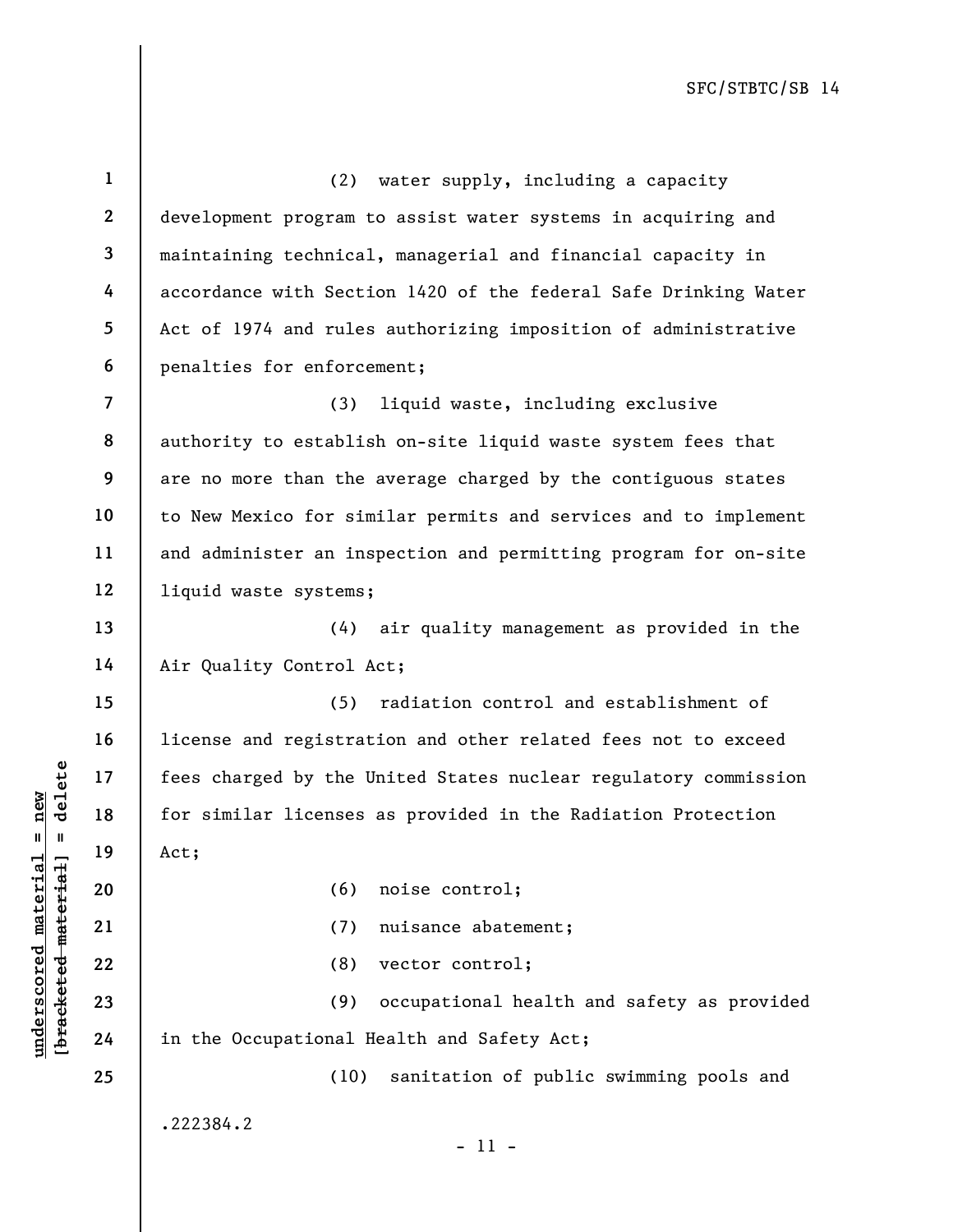(2) water supply, including a capacity development program to assist water systems in acquiring and maintaining technical, managerial and financial capacity in accordance with Section 1420 of the federal Safe Drinking Water Act of 1974 and rules authorizing imposition of administrative penalties for enforcement;

(3) liquid waste, including exclusive authority to establish on-site liquid waste system fees that are no more than the average charged by the contiguous states to New Mexico for similar permits and services and to implement and administer an inspection and permitting program for on-site liquid waste systems;

(4) air quality management as provided in the Air Quality Control Act;

(5) radiation control and establishment of license and registration and other related fees not to exceed fees charged by the United States nuclear regulatory commission for similar licenses as provided in the Radiation Protection Act;

(6) noise control;

(7) nuisance abatement;

(8) vector control;

(9) occupational health and safety as provided in the Occupational Health and Safety Act;

(10) sanitation of public swimming pools and

.222384.2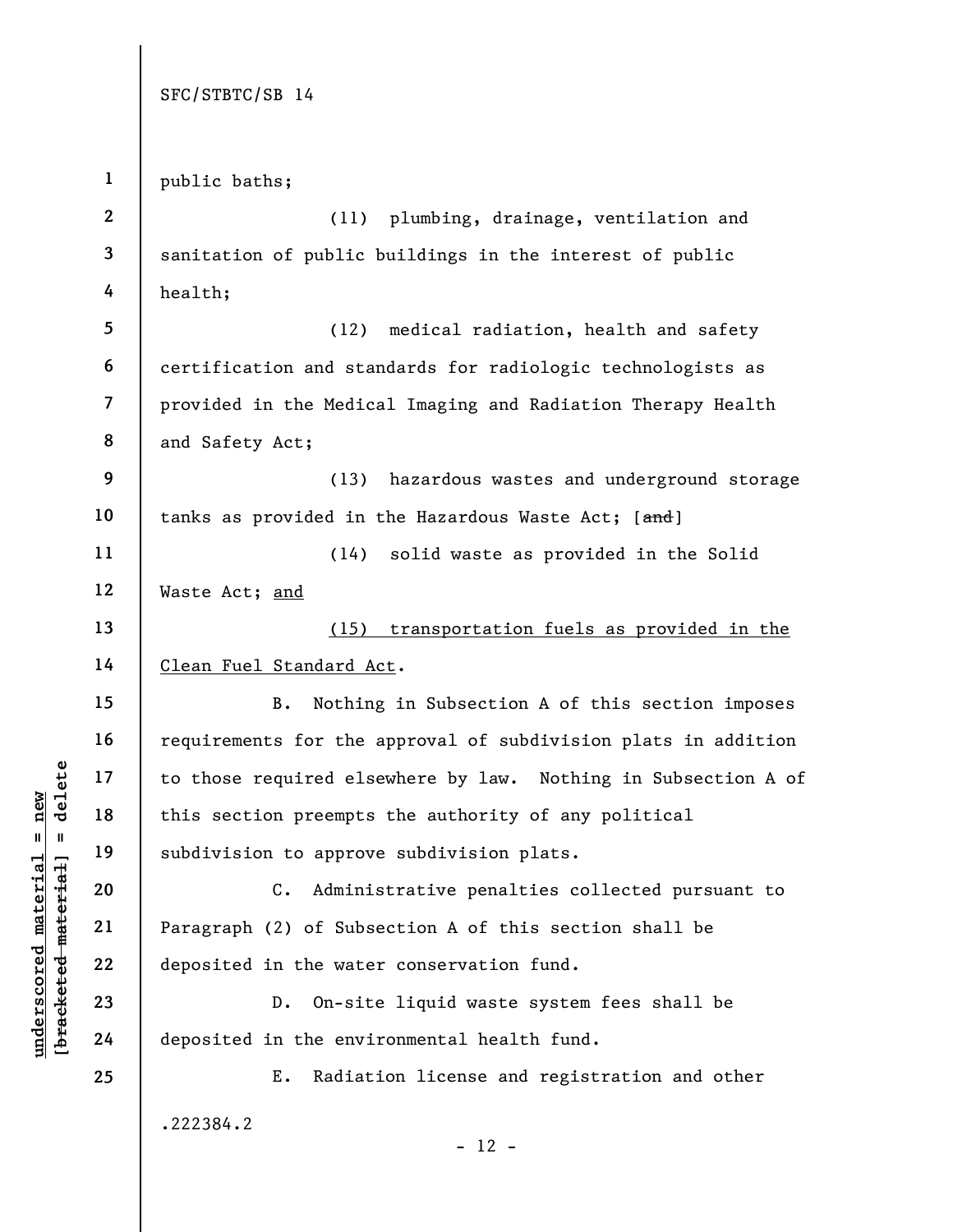public baths;

(11) plumbing, drainage, ventilation and sanitation of public buildings in the interest of public health;

(12) medical radiation, health and safety certification and standards for radiologic technologists as provided in the Medical Imaging and Radiation Therapy Health and Safety Act;

(13) hazardous wastes and underground storage tanks as provided in the Hazardous Waste Act; [~~and~~]

(14) solid waste as provided in the Solid Waste Act; <u>and</u>

<u>(15) transportation fuels as provided in the Clean Fuel Standard Act</u>.

B. Nothing in Subsection A of this section imposes requirements for the approval of subdivision plats in addition to those required elsewhere by law. Nothing in Subsection A of this section preempts the authority of any political subdivision to approve subdivision plats.

C. Administrative penalties collected pursuant to Paragraph (2) of Subsection A of this section shall be deposited in the water conservation fund.

D. On-site liquid waste system fees shall be deposited in the environmental health fund.

E. Radiation license and registration and other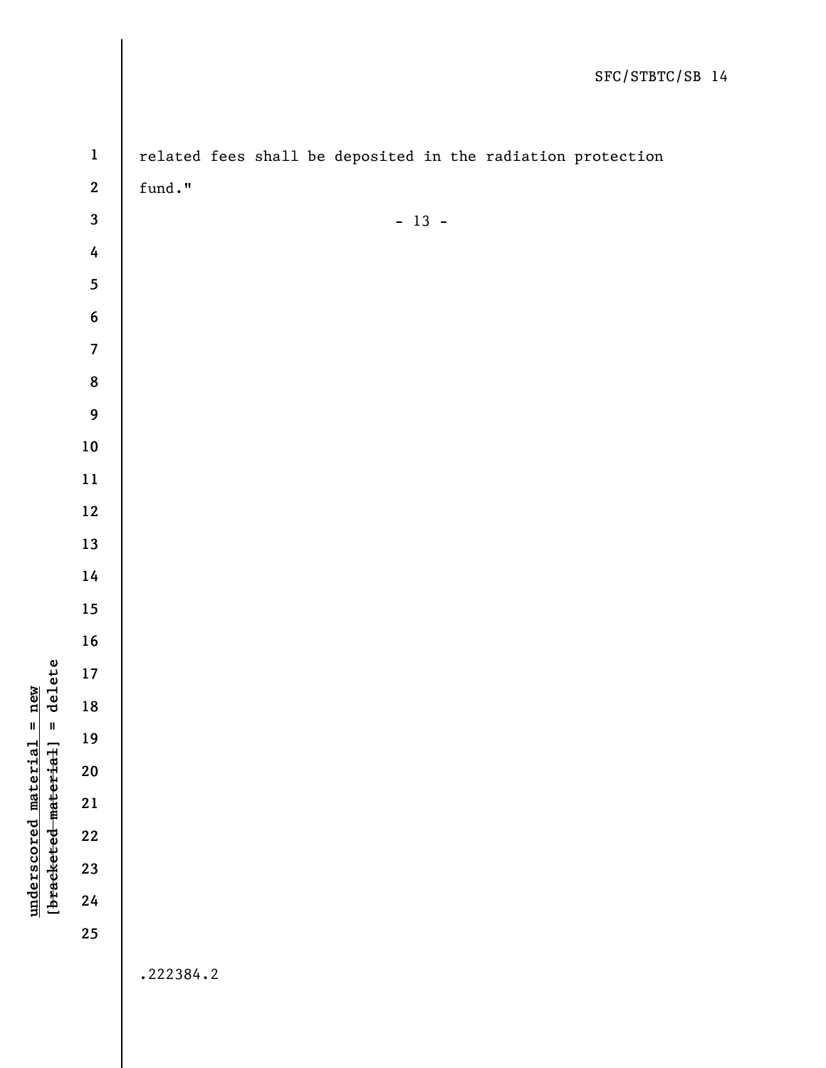related fees shall be deposited in the radiation protection fund."

.222384.2